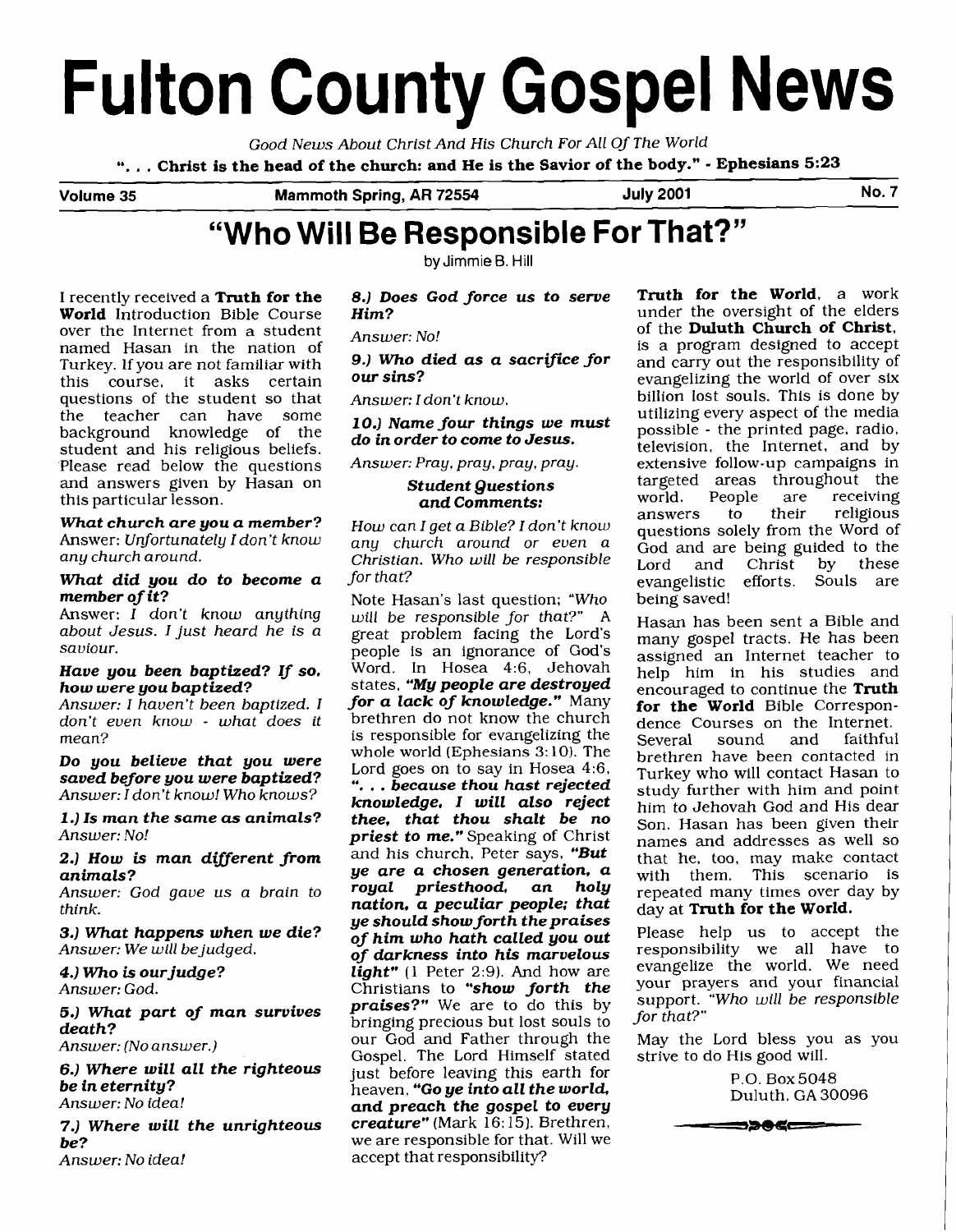# Fulton County Gospel News

*Good News About Christ And His Church For All Of The World*

**". . . Christ is the head of the church: and He is the Savior of the body." - Ephesians 5:23**

**Volume 35** | **Mammoth Spring, AR 72554** | **July 2001** | **No. 7**

## "Who Will Be Responsible For That?"

by Jimmie B. Hill

I recently received a **Truth for the World** Introduction Bible Course over the Internet from a student named Hasan in the nation of Turkey. If you are not familiar with this course, it asks certain questions of the student so that the teacher can have some background knowledge of the student and his religious beliefs. Please read below the questions and answers given by Hasan on this particular lesson.

***What church are you a member?***
Answer: *Unfortunately I don't know any church around.*

***What did you do to become a member of it?***
Answer: *I don't know anything about Jesus. I just heard he is a saviour.*

***Have you been baptized? If so, how were you baptized?***
*Answer: I haven't been baptized. I don't even know - what does it mean?*

***Do you believe that you were saved before you were baptized?***
*Answer: I don't know! Who knows?*

***1.) Is man the same as animals?***
*Answer: No!*

***2.) How is man different from animals?***
*Answer: God gave us a brain to think.*

***3.) What happens when we die?***
*Answer: We will be judged.*

***4.) Who is our judge?***
*Answer: God.*

***5.) What part of man survives death?***
*Answer: (No answer.)*

***6.) Where will all the righteous be in eternity?***
*Answer: No idea!*

***7.) Where will the unrighteous be?***
*Answer: No idea!*

***8.) Does God force us to serve Him?***
*Answer: No!*

***9.) Who died as a sacrifice for our sins?***
*Answer: I don't know.*

***10.) Name four things we must do in order to come to Jesus.***
*Answer: Pray, pray, pray, pray.*

***Student Questions and Comments:***

*How can I get a Bible? I don't know any church around or even a Christian. Who will be responsible for that?*

Note Hasan's last question; *"Who will be responsible for that?"* A great problem facing the Lord's people is an ignorance of God's Word. In Hosea 4:6, Jehovah states, ***"My people are destroyed for a lack of knowledge."*** Many brethren do not know the church is responsible for evangelizing the whole world (Ephesians 3:10). The Lord goes on to say in Hosea 4:6, ***". . . because thou hast rejected knowledge, I will also reject thee, that thou shalt be no priest to me."*** Speaking of Christ and his church, Peter says, ***"But ye are a chosen generation, a royal priesthood, an holy nation, a peculiar people; that ye should show forth the praises of him who hath called you out of darkness into his marvelous light"*** (1 Peter 2:9). And how are Christians to ***"show forth the praises?"*** We are to do this by bringing precious but lost souls to our God and Father through the Gospel. The Lord Himself stated just before leaving this earth for heaven, ***"Go ye into all the world, and preach the gospel to every creature"*** (Mark 16:15). Brethren, we are responsible for that. Will we accept that responsibility?

**Truth for the World**, a work under the oversight of the elders of the **Duluth Church of Christ**, is a program designed to accept and carry out the responsibility of evangelizing the world of over six billion lost souls. This is done by utilizing every aspect of the media possible - the printed page, radio, television, the Internet, and by extensive follow-up campaigns in targeted areas throughout the world. People are receiving answers to their religious questions solely from the Word of God and are being guided to the Lord and Christ by these evangelistic efforts. Souls are being saved!

Hasan has been sent a Bible and many gospel tracts. He has been assigned an Internet teacher to help him in his studies and encouraged to continue the **Truth for the World** Bible Correspondence Courses on the Internet. Several sound and faithful brethren have been contacted in Turkey who will contact Hasan to study further with him and point him to Jehovah God and His dear Son. Hasan has been given their names and addresses as well so that he, too, may make contact with them. This scenario is repeated many times over day by day at **Truth for the World.**

Please help us to accept the responsibility we all have to evangelize the world. We need your prayers and your financial support. *"Who will be responsible for that?"*

May the Lord bless you as you strive to do His good will.

P.O. Box 5048
Duluth, GA 30096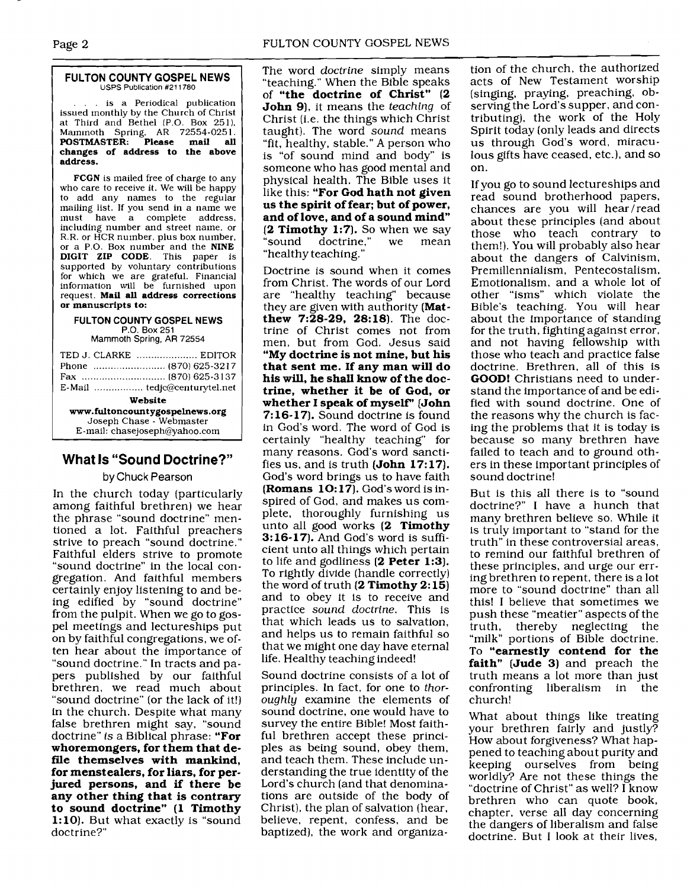**FULTON COUNTY GOSPEL NEWS**
USPS Publication #211780

. . . is a Periodical publication issued monthly by the Church of Christ at Third and Bethel (P.O. Box 251), Mammoth Spring, AR 72554-0251. **POSTMASTER: Please mail all changes of address to the above address.**

**FCGN** is mailed free of charge to any who care to receive it. We will be happy to add any names to the regular mailing list. If you send in a name we must have a complete address, including number and street name, or R.R. or HCR number, plus box number, or a P.O. Box number and the **NINE DIGIT ZIP CODE**. This paper is supported by voluntary contributions for which we are grateful. Financial information will be furnished upon request. **Mail all address corrections or manuscripts to:**

**FULTON COUNTY GOSPEL NEWS**
P.O. Box 251
Mammoth Spring, AR 72554

TED J. CLARKE ..................... EDITOR
Phone ......................... (870) 625-3217
Fax ............................. (870) 625-3137
E-Mail ................. tedjc@centurytel.net

**Website**
**www.fultoncountygospelnews.org**
Joseph Chase - Webmaster
E-mail: chasejoseph@yahoo.com

## What Is "Sound Doctrine?"

by Chuck Pearson

In the church today (particularly among faithful brethren) we hear the phrase "sound doctrine" mentioned a lot. Faithful preachers strive to preach "sound doctrine." Faithful elders strive to promote "sound doctrine" in the local congregation. And faithful members certainly enjoy listening to and being edified by "sound doctrine" from the pulpit. When we go to gospel meetings and lectureships put on by faithful congregations, we often hear about the importance of "sound doctrine." In tracts and papers published by our faithful brethren, we read much about "sound doctrine" (or the lack of it!) in the church. Despite what many false brethren might say, "sound doctrine" *is* a Biblical phrase: **"For whoremongers, for them that defile themselves with mankind, for menstealers, for liars, for perjured persons, and if there be any other thing that is contrary to sound doctrine" (1 Timothy 1:10)**. But what exactly is "sound doctrine?"

The word *doctrine* simply means "teaching." When the Bible speaks of **"the doctrine of Christ" (2 John 9)**, it means the *teaching* of Christ (i.e. the things which Christ taught). The word *sound* means "fit, healthy, stable." A person who is "of sound mind and body" is someone who has good mental and physical health. The Bible uses it like this: **"For God hath not given us the spirit of fear; but of power, and of love, and of a sound mind" (2 Timothy 1:7)**. So when we say "sound doctrine," we mean "healthy teaching."

Doctrine is sound when it comes from Christ. The words of our Lord are "healthy teaching" because they are given with authority **(Matthew 7:28-29, 28:18)**. The doctrine of Christ comes not from men, but from God. Jesus said **"My doctrine is not mine, but his that sent me. If any man will do his will, he shall know of the doctrine, whether it be of God, or whether I speak of myself" (John 7:16-17)**. Sound doctrine is found in God's word. The word of God is certainly "healthy teaching" for many reasons. God's word sanctifies us, and is truth **(John 17:17)**. God's word brings us to have faith **(Romans 10:17)**. God's word is inspired of God, and makes us complete, thoroughly furnishing us unto all good works **(2 Timothy 3:16-17)**. And God's word is sufficient unto all things which pertain to life and godliness **(2 Peter 1:3)**. To rightly divide (handle correctly) the word of truth **(2 Timothy 2:15)** and to obey it is to receive and practice *sound doctrine*. This is that which leads us to salvation, and helps us to remain faithful so that we might one day have eternal life. Healthy teaching indeed!

Sound doctrine consists of a lot of principles. In fact, for one to *thoroughly* examine the elements of sound doctrine, one would have to survey the entire Bible! Most faithful brethren accept these principles as being sound, obey them, and teach them. These include understanding the true identity of the Lord's church (and that denominations are outside of the body of Christ), the plan of salvation (hear, believe, repent, confess, and be baptized), the work and organization of the church, the authorized acts of New Testament worship (singing, praying, preaching, observing the Lord's supper, and contributing), the work of the Holy Spirit today (only leads and directs us through God's word, miraculous gifts have ceased, etc.), and so on.

If you go to sound lectureships and read sound brotherhood papers, chances are you will hear/read about these principles (and about those who teach contrary to them!). You will probably also hear about the dangers of Calvinism, Premillennialism, Pentecostalism, Emotionalism, and a whole lot of other "isms" which violate the Bible's teaching. You will hear about the importance of standing for the truth, fighting against error, and not having fellowship with those who teach and practice false doctrine. Brethren, all of this is **GOOD!** Christians need to understand the importance of and be edified with sound doctrine. One of the reasons why the church is facing the problems that it is today is because so many brethren have failed to teach and to ground others in these important principles of sound doctrine!

But is this all there is to "sound doctrine?" I have a hunch that many brethren believe so. While it is truly important to "stand for the truth" in these controversial areas, to remind our faithful brethren of these principles, and urge our erring brethren to repent, there is a lot more to "sound doctrine" than all this! I believe that sometimes we push these "meatier" aspects of the truth, thereby neglecting the "milk" portions of Bible doctrine. To **"earnestly contend for the faith" (Jude 3)** and preach the truth means a lot more than just confronting liberalism in the church!

What about things like treating your brethren fairly and justly? How about forgiveness? What happened to teaching about purity and keeping ourselves from being worldly? Are not these things the "doctrine of Christ" as well? I know brethren who can quote book, chapter, verse all day concerning the dangers of liberalism and false doctrine. But I look at their lives,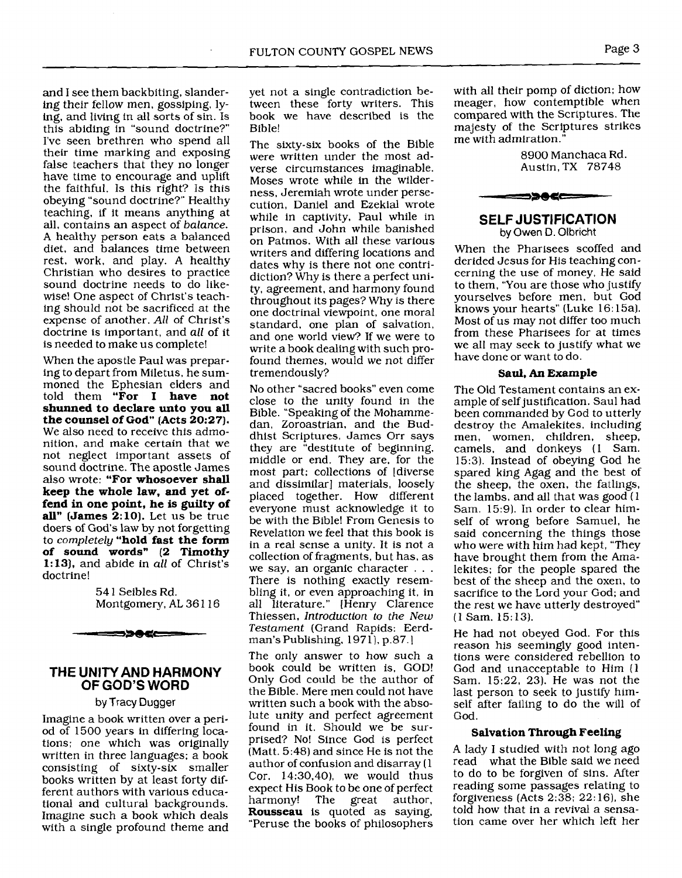and I see them backbiting, slandering their fellow men, gossiping, lying, and living in all sorts of sin. Is this abiding in "sound doctrine?" I've seen brethren who spend all their time marking and exposing false teachers that they no longer have time to encourage and uplift the faithful. Is this right? Is this obeying "sound doctrine?" Healthy teaching, if it means anything at all, contains an aspect of *balance*. A healthy person eats a balanced diet, and balances time between rest, work, and play. A healthy Christian who desires to practice sound doctrine needs to do likewise! One aspect of Christ's teaching should not be sacrificed at the expense of another. *All* of Christ's doctrine is important, and *all* of it is needed to make us complete!

When the apostle Paul was preparing to depart from Miletus, he summoned the Ephesian elders and told them **"For I have not shunned to declare unto you all the counsel of God" (Acts 20:27).** We also need to receive this admonition, and make certain that we not neglect important assets of sound doctrine. The apostle James also wrote: **"For whosoever shall keep the whole law, and yet offend in one point, he is guilty of all" (James 2:10).** Let us be true doers of God's law by not forgetting to *completely* **"hold fast the form of sound words" (2 Timothy 1:13),** and abide in *all* of Christ's doctrine!

541 Seibles Rd.
Montgomery, AL 36116

## THE UNITY AND HARMONY OF GOD'S WORD

by Tracy Dugger

Imagine a book written over a period of 1500 years in differing locations; one which was originally written in three languages; a book consisting of sixty-six smaller books written by at least forty different authors with various educational and cultural backgrounds. Imagine such a book which deals with a single profound theme and yet not a single contradiction between these forty writers. This book we have described is the Bible!

The sixty-six books of the Bible were written under the most adverse circumstances imaginable. Moses wrote while in the wilderness, Jeremiah wrote under persecution, Daniel and Ezekial wrote while in captivity, Paul while in prison, and John while banished on Patmos. With all these various writers and differing locations and dates why is there not one contridiction? Why is there a perfect unity, agreement, and harmony found throughout its pages? Why is there one doctrinal viewpoint, one moral standard, one plan of salvation, and one world view? If we were to write a book dealing with such profound themes, would we not differ tremendously?

No other "sacred books" even come close to the unity found in the Bible. "Speaking of the Mohammedan, Zoroastrian, and the Buddhist Scriptures, James Orr says they are "destitute of beginning, middle or end. They are, for the most part; collections of [diverse and dissimilar] materials, loosely placed together. How different everyone must acknowledge it to be with the Bible! From Genesis to Revelation we feel that this book is in a real sense a unity. It is not a collection of fragments, but has, as we say, an organic character . . . There is nothing exactly resembling it, or even approaching it, in all literature." [Henry Clarence Thiessen, *Introduction to the New Testament* (Grand Rapids: Eerdman's Publishing, 1971), p.87.]

The only answer to how such a book could be written is, GOD! Only God could be the author of the Bible. Mere men could not have written such a book with the absolute unity and perfect agreement found in it. Should we be surprised? No! Since God is perfect (Matt. 5:48) and since He is not the author of confusion and disarray (1 Cor. 14:30,40), we would thus expect His Book to be one of perfect harmony! The great author, **Rousseau** is quoted as saying, "Peruse the books of philosophers with all their pomp of diction; how meager, how contemptible when compared with the Scriptures. The majesty of the Scriptures strikes me with admiration."

8900 Manchaca Rd.
Austin, TX 78748

## SELF JUSTIFICATION

by Owen D. Olbricht

When the Pharisees scoffed and derided Jesus for His teaching concerning the use of money, He said to them, "You are those who justify yourselves before men, but God knows your hearts" (Luke 16:15a). Most of us may not differ too much from these Pharisees for at times we all may seek to justify what we have done or want to do.

### Saul, An Example

The Old Testament contains an example of self justification. Saul had been commanded by God to utterly destroy the Amalekites, including men, women, children, sheep, camels, and donkeys (1 Sam. 15:3). Instead of obeying God he spared king Agag and the best of the sheep, the oxen, the fatlings, the lambs, and all that was good (1 Sam. 15:9). In order to clear himself of wrong before Samuel, he said concerning the things those who were with him had kept, "They have brought them from the Amalekites; for the people spared the best of the sheep and the oxen, to sacrifice to the Lord your God; and the rest we have utterly destroyed" (1 Sam. 15:13).

He had not obeyed God. For this reason his seemingly good intentions were considered rebellion to God and unacceptable to Him (1 Sam. 15:22, 23). He was not the last person to seek to justify himself after failing to do the will of God.

### Salvation Through Feeling

A lady I studied with not long ago read what the Bible said we need to do to be forgiven of sins. After reading some passages relating to forgiveness (Acts 2:38; 22:16), she told how that in a revival a sensation came over her which left her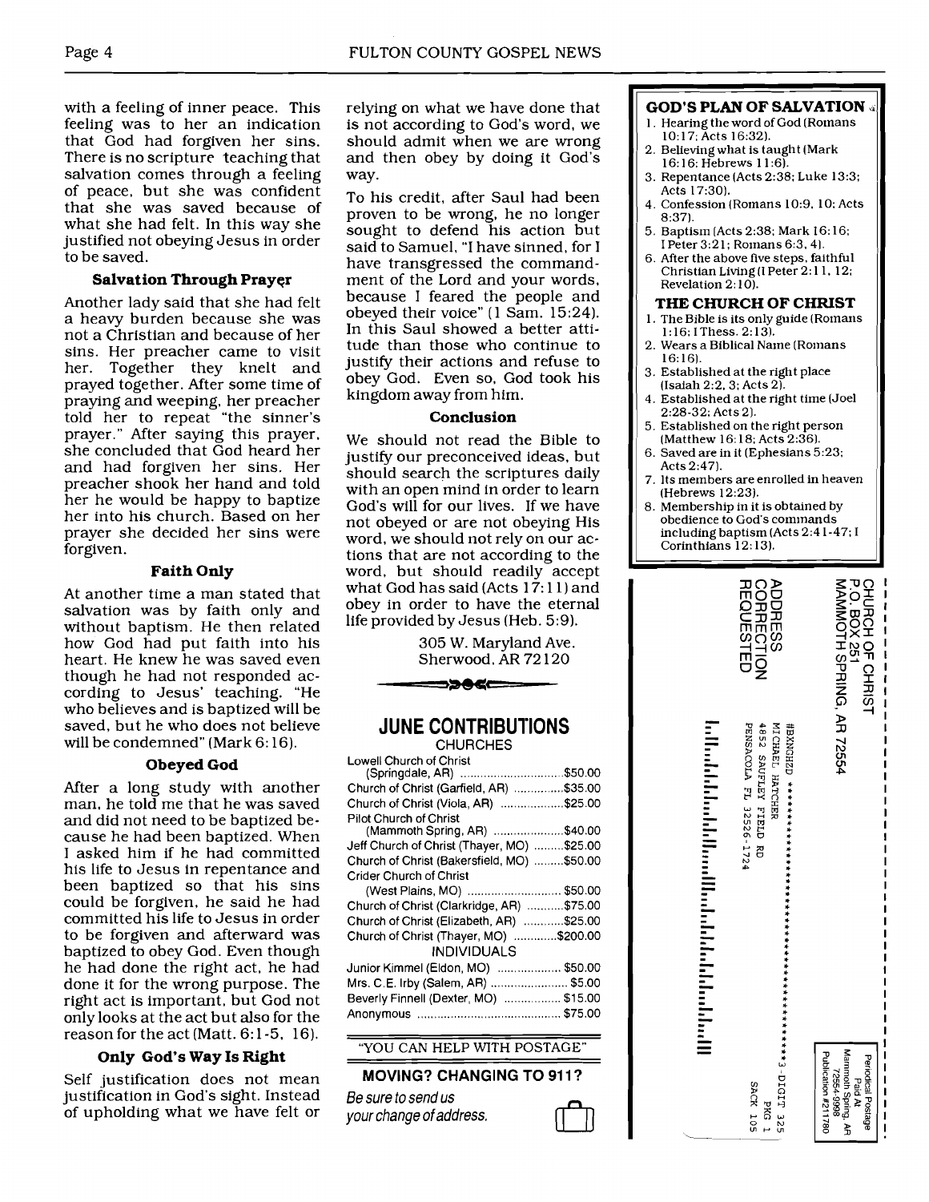with a feeling of inner peace. This feeling was to her an indication that God had forgiven her sins. There is no scripture teaching that salvation comes through a feeling of peace, but she was confident that she was saved because of what she had felt. In this way she justified not obeying Jesus in order to be saved.

### Salvation Through Prayer

Another lady said that she had felt a heavy burden because she was not a Christian and because of her sins. Her preacher came to visit her. Together they knelt and prayed together. After some time of praying and weeping, her preacher told her to repeat "the sinner's prayer." After saying this prayer, she concluded that God heard her and had forgiven her sins. Her preacher shook her hand and told her he would be happy to baptize her into his church. Based on her prayer she decided her sins were forgiven.

### Faith Only

At another time a man stated that salvation was by faith only and without baptism. He then related how God had put faith into his heart. He knew he was saved even though he had not responded according to Jesus' teaching. "He who believes and is baptized will be saved, but he who does not believe will be condemned" (Mark 6:16).

### Obeyed God

After a long study with another man, he told me that he was saved and did not need to be baptized because he had been baptized. When I asked him if he had committed his life to Jesus in repentance and been baptized so that his sins could be forgiven, he said he had committed his life to Jesus in order to be forgiven and afterward was baptized to obey God. Even though he had done the right act, he had done it for the wrong purpose. The right act is important, but God not only looks at the act but also for the reason for the act (Matt. 6:1-5, 16).

### Only God's Way Is Right

Self justification does not mean justification in God's sight. Instead of upholding what we have felt or relying on what we have done that is not according to God's word, we should admit when we are wrong and then obey by doing it God's way.

To his credit, after Saul had been proven to be wrong, he no longer sought to defend his action but said to Samuel, "I have sinned, for I have transgressed the commandment of the Lord and your words, because I feared the people and obeyed their voice" (1 Sam. 15:24). In this Saul showed a better attitude than those who continue to justify their actions and refuse to obey God. Even so, God took his kingdom away from him.

### Conclusion

We should not read the Bible to justify our preconceived ideas, but should search the scriptures daily with an open mind in order to learn God's will for our lives. If we have not obeyed or are not obeying His word, we should not rely on our actions that are not according to the word, but should readily accept what God has said (Acts 17:11) and obey in order to have the eternal life provided by Jesus (Heb. 5:9).

305 W. Maryland Ave.
Sherwood, AR 72120

## JUNE CONTRIBUTIONS

**CHURCHES**

| | |
|---|---|
| Lowell Church of Christ (Springdale, AR) | $50.00 |
| Church of Christ (Garfield, AR) | $35.00 |
| Church of Christ (Viola, AR) | $25.00 |
| Pilot Church of Christ (Mammoth Spring, AR) | $40.00 |
| Jeff Church of Christ (Thayer, MO) | $25.00 |
| Church of Christ (Bakersfield, MO) | $50.00 |
| Crider Church of Christ (West Plains, MO) | $50.00 |
| Church of Christ (Clarkridge, AR) | $75.00 |
| Church of Christ (Elizabeth, AR) | $25.00 |
| Church of Christ (Thayer, MO) | $200.00 |

**INDIVIDUALS**

| | |
|---|---|
| Junior Kimmel (Eldon, MO) | $50.00 |
| Mrs. C.E. Irby (Salem, AR) | $5.00 |
| Beverly Finnell (Dexter, MO) | $15.00 |
| Anonymous | $75.00 |

"YOU CAN HELP WITH POSTAGE"

**MOVING? CHANGING TO 911?**

*Be sure to send us your change of address.*

### GOD'S PLAN OF SALVATION

1. Hearing the word of God (Romans 10:17; Acts 16:32).
2. Believing what is taught (Mark 16:16; Hebrews 11:6).
3. Repentance (Acts 2:38; Luke 13:3; Acts 17:30).
4. Confession (Romans 10:9, 10; Acts 8:37).
5. Baptism (Acts 2:38; Mark 16:16; I Peter 3:21; Romans 6:3, 4).
6. After the above five steps, faithful Christian Living (I Peter 2:11, 12; Revelation 2:10).

### THE CHURCH OF CHRIST

1. The Bible is its only guide (Romans 1:16; I Thess. 2:13).
2. Wears a Biblical Name (Romans 16:16).
3. Established at the right place (Isaiah 2:2, 3; Acts 2).
4. Established at the right time (Joel 2:28-32; Acts 2).
5. Established on the right person (Matthew 16:18; Acts 2:36).
6. Saved are in it (Ephesians 5:23; Acts 2:47).
7. Its members are enrolled in heaven (Hebrews 12:23).
8. Membership in it is obtained by obedience to God's commands including baptism (Acts 2:41-47; I Corinthians 12:13).

CHURCH OF CHRIST
P.O. BOX 251
MAMMOTH SPRING, AR 72554

ADDRESS CORRECTION REQUESTED

Periodical Postage Paid At Mammoth Spring, AR 72554-9998 Publication #211780

#BXNGHZD ******************************3-DIGIT 325
MICHAEL HATCHER
4852 SAUFLEY FIELD RD
PENSACOLA FL 32526-1724
PKG 1
SACK 105